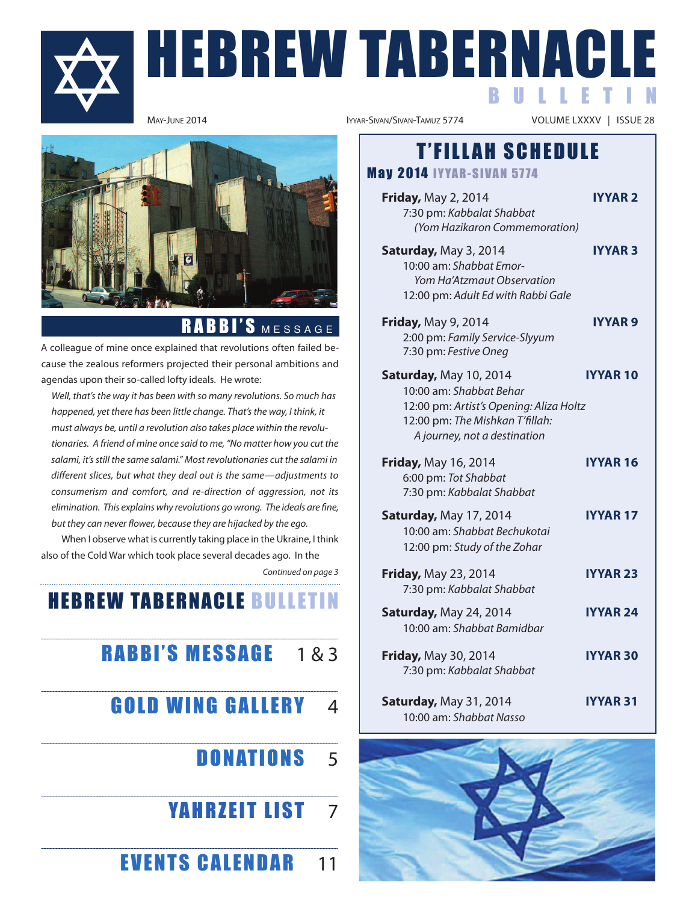# HEBREW TABERNACLE BULLETIN

MAY-JUNE 2014 | IYYAR-SIVAN/SIVAN-TAMUZ 5774 | VOLUME LXXXV | ISSUE 28

## RABBI'S MESSAGE

A colleague of mine once explained that revolutions often failed because the zealous reformers projected their personal ambitions and agendas upon their so-called lofty ideals. He wrote:

*Well, that's the way it has been with so many revolutions. So much has happened, yet there has been little change. That's the way, I think, it must always be, until a revolution also takes place within the revolutionaries. A friend of mine once said to me, "No matter how you cut the salami, it's still the same salami." Most revolutionaries cut the salami in different slices, but what they deal out is the same—adjustments to consumerism and comfort, and re-direction of aggression, not its elimination. This explains why revolutions go wrong. The ideals are fine, but they can never flower, because they are hijacked by the ego.*

When I observe what is currently taking place in the Ukraine, I think also of the Cold War which took place several decades ago. In the

*Continued on page 3*

## HEBREW TABERNACLE BULLETIN

- RABBI'S MESSAGE 1 & 3
- GOLD WING GALLERY 4
- DONATIONS 5
- YAHRZEIT LIST 7
- EVENTS CALENDAR 11

## T'FILLAH SCHEDULE

### May 2014 IYYAR-SIVAN 5774

**Friday,** May 2, 2014 — **IYYAR 2**
7:30 pm: *Kabbalat Shabbat (Yom Hazikaron Commemoration)*

**Saturday,** May 3, 2014 — **IYYAR 3**
10:00 am: *Shabbat Emor- Yom Ha'Atzmaut Observation*
12:00 pm: *Adult Ed with Rabbi Gale*

**Friday,** May 9, 2014 — **IYYAR 9**
2:00 pm: *Family Service-Slyyum*
7:30 pm: *Festive Oneg*

**Saturday,** May 10, 2014 — **IYYAR 10**
10:00 am: *Shabbat Behar*
12:00 pm: *Artist's Opening: Aliza Holtz*
12:00 pm: *The Mishkan T'fillah: A journey, not a destination*

**Friday,** May 16, 2014 — **IYYAR 16**
6:00 pm: *Tot Shabbat*
7:30 pm: *Kabbalat Shabbat*

**Saturday,** May 17, 2014 — **IYYAR 17**
10:00 am: *Shabbat Bechukotai*
12:00 pm: *Study of the Zohar*

**Friday,** May 23, 2014 — **IYYAR 23**
7:30 pm: *Kabbalat Shabbat*

**Saturday,** May 24, 2014 — **IYYAR 24**
10:00 am: *Shabbat Bamidbar*

**Friday,** May 30, 2014 — **IYYAR 30**
7:30 pm: *Kabbalat Shabbat*

**Saturday,** May 31, 2014 — **IYYAR 31**
10:00 am: *Shabbat Nasso*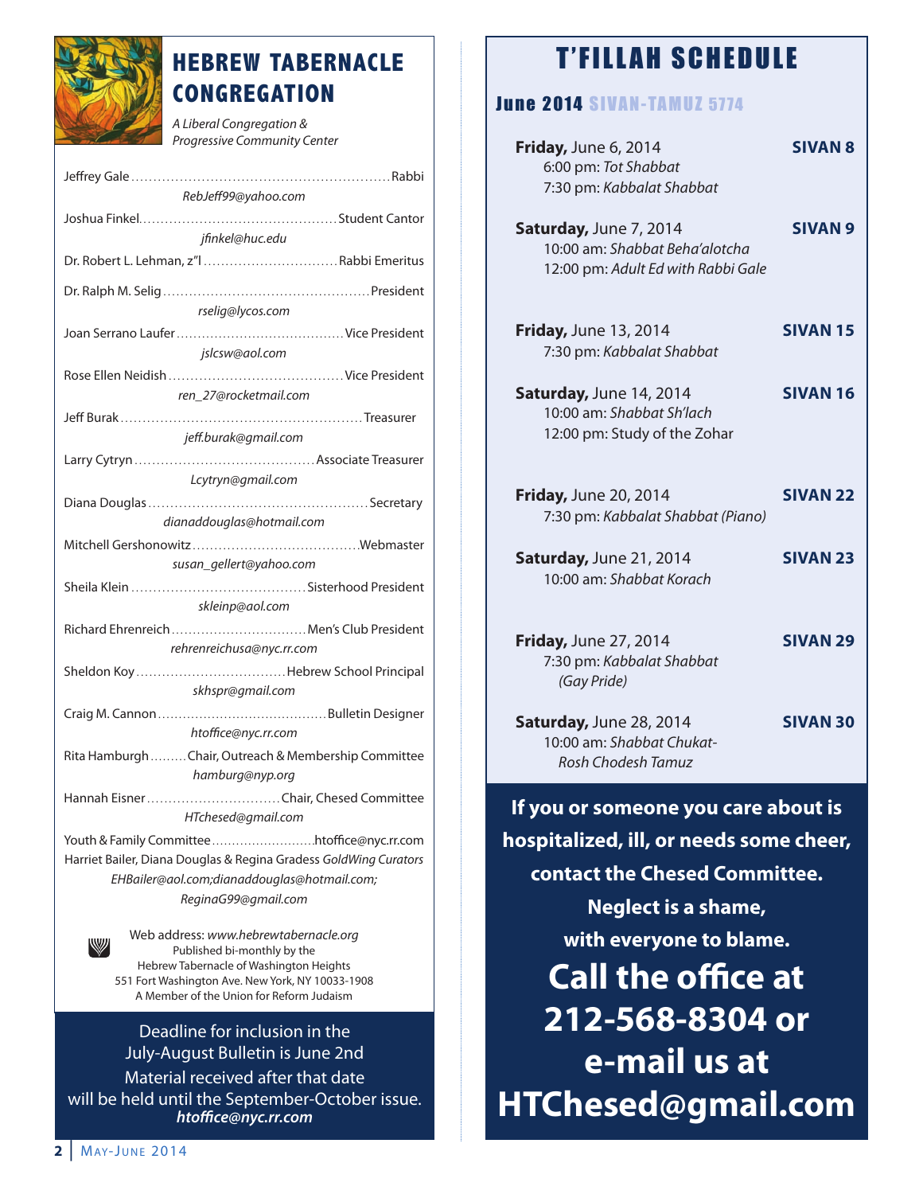# HEBREW TABERNACLE CONGREGATION

*A Liberal Congregation & Progressive Community Center*

Jeffrey Gale ........ Rabbi
*RebJeff99@yahoo.com*

Joshua Finkel ........ Student Cantor
*jfinkel@huc.edu*

Dr. Robert L. Lehman, z"l ........ Rabbi Emeritus

Dr. Ralph M. Selig ........ President
*rselig@lycos.com*

Joan Serrano Laufer ........ Vice President
*jslcsw@aol.com*

Rose Ellen Neidish ........ Vice President
*ren_27@rocketmail.com*

Jeff Burak ........ Treasurer
*jeff.burak@gmail.com*

Larry Cytryn ........ Associate Treasurer
*Lcytryn@gmail.com*

Diana Douglas ........ Secretary
*dianaddouglas@hotmail.com*

Mitchell Gershonowitz ........ Webmaster
*susan_gellert@yahoo.com*

Sheila Klein ........ Sisterhood President
*skleinp@aol.com*

Richard Ehrenreich ........ Men's Club President
*rehrenreichusa@nyc.rr.com*

Sheldon Koy ........ Hebrew School Principal
*skhspr@gmail.com*

Craig M. Cannon ........ Bulletin Designer
*htoffice@nyc.rr.com*

Rita Hamburgh ........ Chair, Outreach & Membership Committee
*hamburg@nyp.org*

Hannah Eisner ........ Chair, Chesed Committee
*HTchesed@gmail.com*

Youth & Family Committee ........ htoffice@nyc.rr.com

Harriet Bailer, Diana Douglas & Regina Gradess *GoldWing Curators*
*EHBailer@aol.com;dianaddouglas@hotmail.com; ReginaG99@gmail.com*

Web address: *www.hebrewtabernacle.org*
Published bi-monthly by the
Hebrew Tabernacle of Washington Heights
551 Fort Washington Ave. New York, NY 10033-1908
A Member of the Union for Reform Judaism

Deadline for inclusion in the July-August Bulletin is June 2nd
Material received after that date will be held until the September-October issue.
***htoffice@nyc.rr.com***

# T'FILLAH SCHEDULE

## June 2014 SIVAN-TAMUZ 5774

**Friday,** June 6, 2014 — **SIVAN 8**
6:00 pm: *Tot Shabbat*
7:30 pm: *Kabbalat Shabbat*

**Saturday,** June 7, 2014 — **SIVAN 9**
10:00 am: *Shabbat Beha'alotcha*
12:00 pm: *Adult Ed with Rabbi Gale*

**Friday,** June 13, 2014 — **SIVAN 15**
7:30 pm: *Kabbalat Shabbat*

**Saturday,** June 14, 2014 — **SIVAN 16**
10:00 am: *Shabbat Sh'lach*
12:00 pm: Study of the Zohar

**Friday,** June 20, 2014 — **SIVAN 22**
7:30 pm: *Kabbalat Shabbat (Piano)*

**Saturday,** June 21, 2014 — **SIVAN 23**
10:00 am: *Shabbat Korach*

**Friday,** June 27, 2014 — **SIVAN 29**
7:30 pm: *Kabbalat Shabbat (Gay Pride)*

**Saturday,** June 28, 2014 — **SIVAN 30**
10:00 am: *Shabbat Chukat-Rosh Chodesh Tamuz*

**If you or someone you care about is hospitalized, ill, or needs some cheer, contact the Chesed Committee.**
**Neglect is a shame, with everyone to blame.**
**Call the office at 212-568-8304 or e-mail us at HTChesed@gmail.com**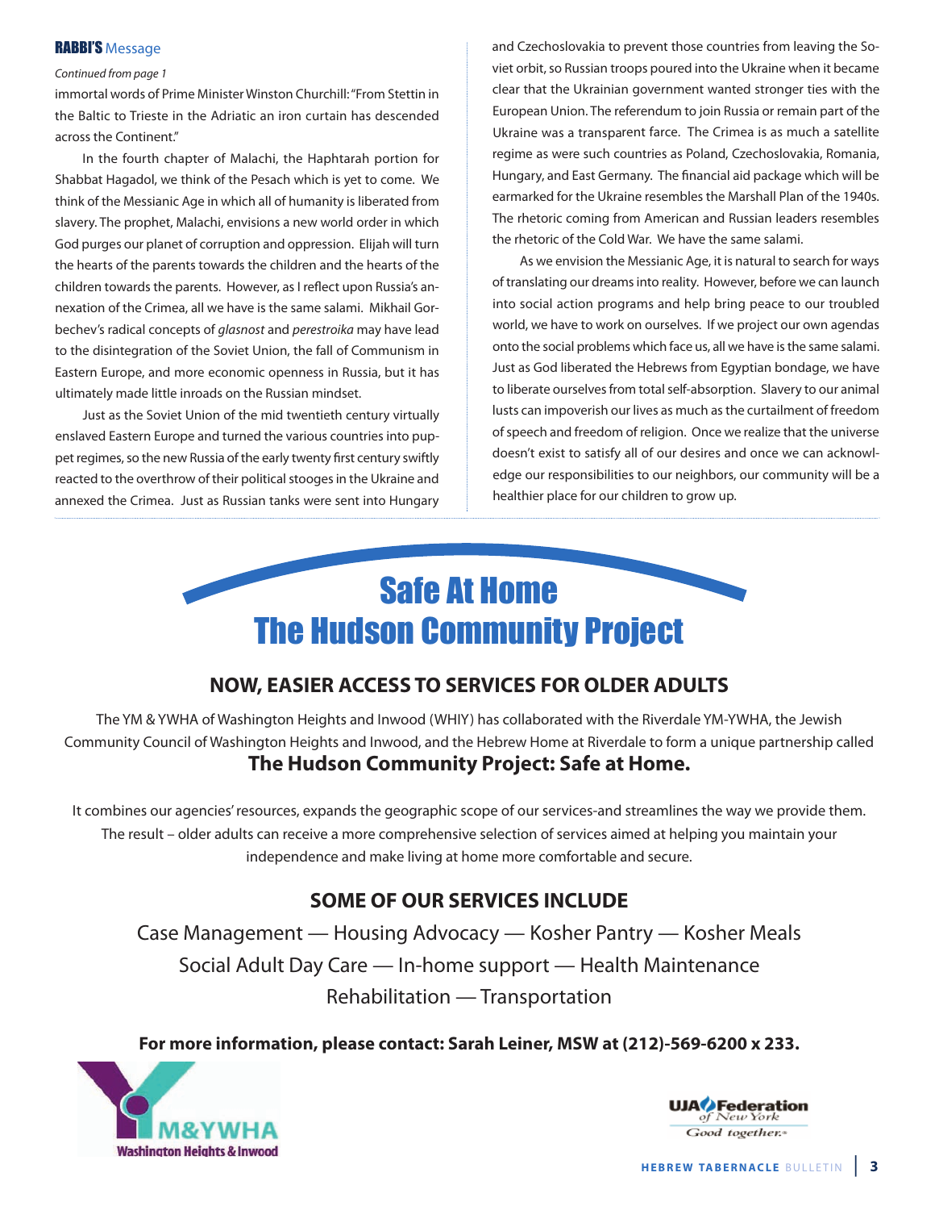## RABBI'S Message

*Continued from page 1*

immortal words of Prime Minister Winston Churchill: "From Stettin in the Baltic to Trieste in the Adriatic an iron curtain has descended across the Continent."

In the fourth chapter of Malachi, the Haphtarah portion for Shabbat Hagadol, we think of the Pesach which is yet to come. We think of the Messianic Age in which all of humanity is liberated from slavery. The prophet, Malachi, envisions a new world order in which God purges our planet of corruption and oppression. Elijah will turn the hearts of the parents towards the children and the hearts of the children towards the parents. However, as I reflect upon Russia's annexation of the Crimea, all we have is the same salami. Mikhail Gorbechev's radical concepts of *glasnost* and *perestroika* may have lead to the disintegration of the Soviet Union, the fall of Communism in Eastern Europe, and more economic openness in Russia, but it has ultimately made little inroads on the Russian mindset.

Just as the Soviet Union of the mid twentieth century virtually enslaved Eastern Europe and turned the various countries into puppet regimes, so the new Russia of the early twenty first century swiftly reacted to the overthrow of their political stooges in the Ukraine and annexed the Crimea. Just as Russian tanks were sent into Hungary and Czechoslovakia to prevent those countries from leaving the Soviet orbit, so Russian troops poured into the Ukraine when it became clear that the Ukrainian government wanted stronger ties with the European Union. The referendum to join Russia or remain part of the Ukraine was a transparent farce. The Crimea is as much a satellite regime as were such countries as Poland, Czechoslovakia, Romania, Hungary, and East Germany. The financial aid package which will be earmarked for the Ukraine resembles the Marshall Plan of the 1940s. The rhetoric coming from American and Russian leaders resembles the rhetoric of the Cold War. We have the same salami.

As we envision the Messianic Age, it is natural to search for ways of translating our dreams into reality. However, before we can launch into social action programs and help bring peace to our troubled world, we have to work on ourselves. If we project our own agendas onto the social problems which face us, all we have is the same salami. Just as God liberated the Hebrews from Egyptian bondage, we have to liberate ourselves from total self-absorption. Slavery to our animal lusts can impoverish our lives as much as the curtailment of freedom of speech and freedom of religion. Once we realize that the universe doesn't exist to satisfy all of our desires and once we can acknowledge our responsibilities to our neighbors, our community will be a healthier place for our children to grow up.

# Safe At Home
# The Hudson Community Project

## NOW, EASIER ACCESS TO SERVICES FOR OLDER ADULTS

The YM & YWHA of Washington Heights and Inwood (WHIY) has collaborated with the Riverdale YM-YWHA, the Jewish Community Council of Washington Heights and Inwood, and the Hebrew Home at Riverdale to form a unique partnership called

**The Hudson Community Project: Safe at Home.**

It combines our agencies' resources, expands the geographic scope of our services-and streamlines the way we provide them. The result – older adults can receive a more comprehensive selection of services aimed at helping you maintain your independence and make living at home more comfortable and secure.

## SOME OF OUR SERVICES INCLUDE

Case Management — Housing Advocacy — Kosher Pantry — Kosher Meals
Social Adult Day Care — In-home support — Health Maintenance
Rehabilitation — Transportation

**For more information, please contact: Sarah Leiner, MSW at (212)-569-6200 x 233.**

YM&YWHA Washington Heights & Inwood

UJA Federation of New York — Good together.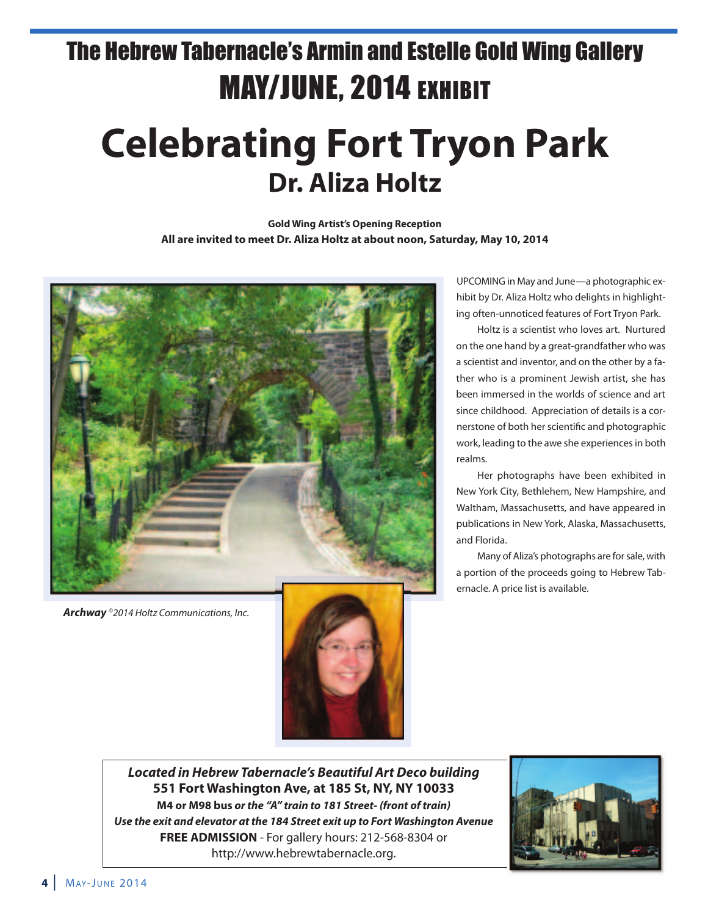# The Hebrew Tabernacle's Armin and Estelle Gold Wing Gallery

## MAY/JUNE, 2014 EXHIBIT

# Celebrating Fort Tryon Park

## Dr. Aliza Holtz

**Gold Wing Artist's Opening Reception**

**All are invited to meet Dr. Aliza Holtz at about noon, Saturday, May 10, 2014**

***Archway*** *©2014 Holtz Communications, Inc.*

UPCOMING in May and June—a photographic exhibit by Dr. Aliza Holtz who delights in highlighting often-unnoticed features of Fort Tryon Park.

Holtz is a scientist who loves art. Nurtured on the one hand by a great-grandfather who was a scientist and inventor, and on the other by a father who is a prominent Jewish artist, she has been immersed in the worlds of science and art since childhood. Appreciation of details is a cornerstone of both her scientific and photographic work, leading to the awe she experiences in both realms.

Her photographs have been exhibited in New York City, Bethlehem, New Hampshire, and Waltham, Massachusetts, and have appeared in publications in New York, Alaska, Massachusetts, and Florida.

Many of Aliza's photographs are for sale, with a portion of the proceeds going to Hebrew Tabernacle. A price list is available.

***Located in Hebrew Tabernacle's Beautiful Art Deco building***
**551 Fort Washington Ave, at 185 St, NY, NY 10033**
**M4 or M98 bus** ***or the "A" train to 181 Street- (front of train)***
***Use the exit and elevator at the 184 Street exit up to Fort Washington Avenue***
**FREE ADMISSION** - For gallery hours: 212-568-8304 or http://www.hebrewtabernacle.org.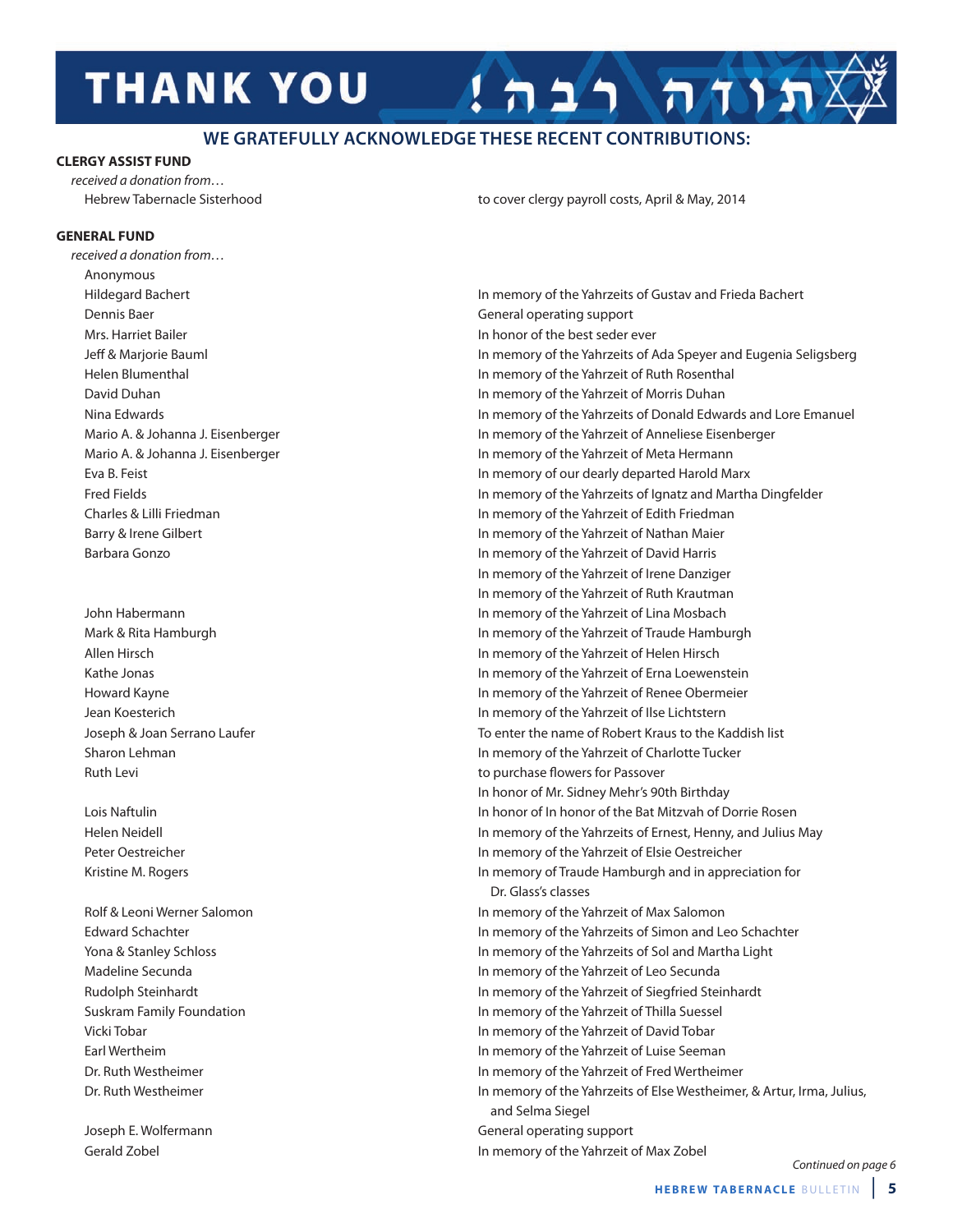# THANK YOU תודה רבה!

## WE GRATEFULLY ACKNOWLEDGE THESE RECENT CONTRIBUTIONS:

**CLERGY ASSIST FUND**

*received a donation from…*

| Donor | Purpose |
|---|---|
| Hebrew Tabernacle Sisterhood | to cover clergy payroll costs, April & May, 2014 |

**GENERAL FUND**

*received a donation from…*

| Donor | Purpose |
|---|---|
| Anonymous | |
| Hildegard Bachert | In memory of the Yahrzeits of Gustav and Frieda Bachert |
| Dennis Baer | General operating support |
| Mrs. Harriet Bailer | In honor of the best seder ever |
| Jeff & Marjorie Bauml | In memory of the Yahrzeits of Ada Speyer and Eugenia Seligsberg |
| Helen Blumenthal | In memory of the Yahrzeit of Ruth Rosenthal |
| David Duhan | In memory of the Yahrzeit of Morris Duhan |
| Nina Edwards | In memory of the Yahrzeits of Donald Edwards and Lore Emanuel |
| Mario A. & Johanna J. Eisenberger | In memory of the Yahrzeit of Anneliese Eisenberger |
| Mario A. & Johanna J. Eisenberger | In memory of the Yahrzeit of Meta Hermann |
| Eva B. Feist | In memory of our dearly departed Harold Marx |
| Fred Fields | In memory of the Yahrzeits of Ignatz and Martha Dingfelder |
| Charles & Lilli Friedman | In memory of the Yahrzeit of Edith Friedman |
| Barry & Irene Gilbert | In memory of the Yahrzeit of Nathan Maier |
| Barbara Gonzo | In memory of the Yahrzeit of David Harris<br>In memory of the Yahrzeit of Irene Danziger<br>In memory of the Yahrzeit of Ruth Krautman |
| John Habermann | In memory of the Yahrzeit of Lina Mosbach |
| Mark & Rita Hamburgh | In memory of the Yahrzeit of Traude Hamburgh |
| Allen Hirsch | In memory of the Yahrzeit of Helen Hirsch |
| Kathe Jonas | In memory of the Yahrzeit of Erna Loewenstein |
| Howard Kayne | In memory of the Yahrzeit of Renee Obermeier |
| Jean Koesterich | In memory of the Yahrzeit of Ilse Lichtstern |
| Joseph & Joan Serrano Laufer | To enter the name of Robert Kraus to the Kaddish list |
| Sharon Lehman | In memory of the Yahrzeit of Charlotte Tucker |
| Ruth Levi | to purchase flowers for Passover<br>In honor of Mr. Sidney Mehr's 90th Birthday |
| Lois Naftulin | In honor of In honor of the Bat Mitzvah of Dorrie Rosen |
| Helen Neidell | In memory of the Yahrzeits of Ernest, Henny, and Julius May |
| Peter Oestreicher | In memory of the Yahrzeit of Elsie Oestreicher |
| Kristine M. Rogers | In memory of Traude Hamburgh and in appreciation for Dr. Glass's classes |
| Rolf & Leoni Werner Salomon | In memory of the Yahrzeit of Max Salomon |
| Edward Schachter | In memory of the Yahrzeits of Simon and Leo Schachter |
| Yona & Stanley Schloss | In memory of the Yahrzeits of Sol and Martha Light |
| Madeline Secunda | In memory of the Yahrzeit of Leo Secunda |
| Rudolph Steinhardt | In memory of the Yahrzeit of Siegfried Steinhardt |
| Suskram Family Foundation | In memory of the Yahrzeit of Thilla Suessel |
| Vicki Tobar | In memory of the Yahrzeit of David Tobar |
| Earl Wertheim | In memory of the Yahrzeit of Luise Seeman |
| Dr. Ruth Westheimer | In memory of the Yahrzeit of Fred Wertheimer |
| Dr. Ruth Westheimer | In memory of the Yahrzeits of Else Westheimer, & Artur, Irma, Julius, and Selma Siegel |
| Joseph E. Wolfermann | General operating support |
| Gerald Zobel | In memory of the Yahrzeit of Max Zobel |

*Continued on page 6*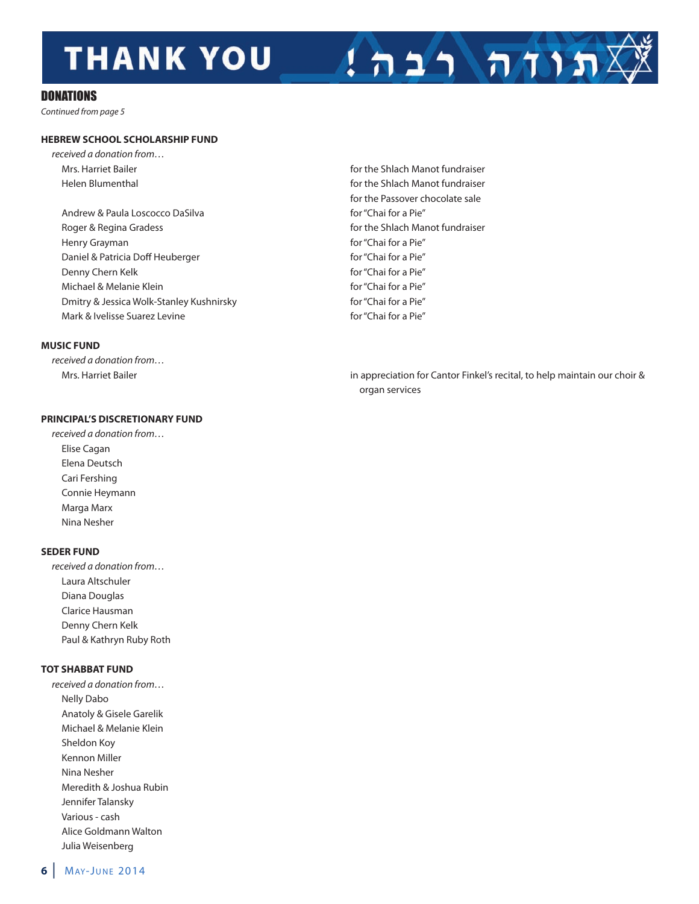# THANK YOU !תודה רבה

## DONATIONS

*Continued from page 5*

### HEBREW SCHOOL SCHOLARSHIP FUND

*received a donation from…*

| Donor | Purpose |
|---|---|
| Mrs. Harriet Bailer | for the Shlach Manot fundraiser |
| Helen Blumenthal | for the Shlach Manot fundraiser |
| | for the Passover chocolate sale |
| Andrew & Paula Loscocco DaSilva | for "Chai for a Pie" |
| Roger & Regina Gradess | for the Shlach Manot fundraiser |
| Henry Grayman | for "Chai for a Pie" |
| Daniel & Patricia Doff Heuberger | for "Chai for a Pie" |
| Denny Chern Kelk | for "Chai for a Pie" |
| Michael & Melanie Klein | for "Chai for a Pie" |
| Dmitry & Jessica Wolk-Stanley Kushnirsky | for "Chai for a Pie" |
| Mark & Ivelisse Suarez Levine | for "Chai for a Pie" |

### MUSIC FUND

*received a donation from…*

Mrs. Harriet Bailer — in appreciation for Cantor Finkel's recital, to help maintain our choir & organ services

### PRINCIPAL'S DISCRETIONARY FUND

*received a donation from…*

- Elise Cagan
- Elena Deutsch
- Cari Fershing
- Connie Heymann
- Marga Marx
- Nina Nesher

### SEDER FUND

*received a donation from…*

- Laura Altschuler
- Diana Douglas
- Clarice Hausman
- Denny Chern Kelk
- Paul & Kathryn Ruby Roth

### TOT SHABBAT FUND

*received a donation from…*

- Nelly Dabo
- Anatoly & Gisele Garelik
- Michael & Melanie Klein
- Sheldon Koy
- Kennon Miller
- Nina Nesher
- Meredith & Joshua Rubin
- Jennifer Talansky
- Various - cash
- Alice Goldmann Walton
- Julia Weisenberg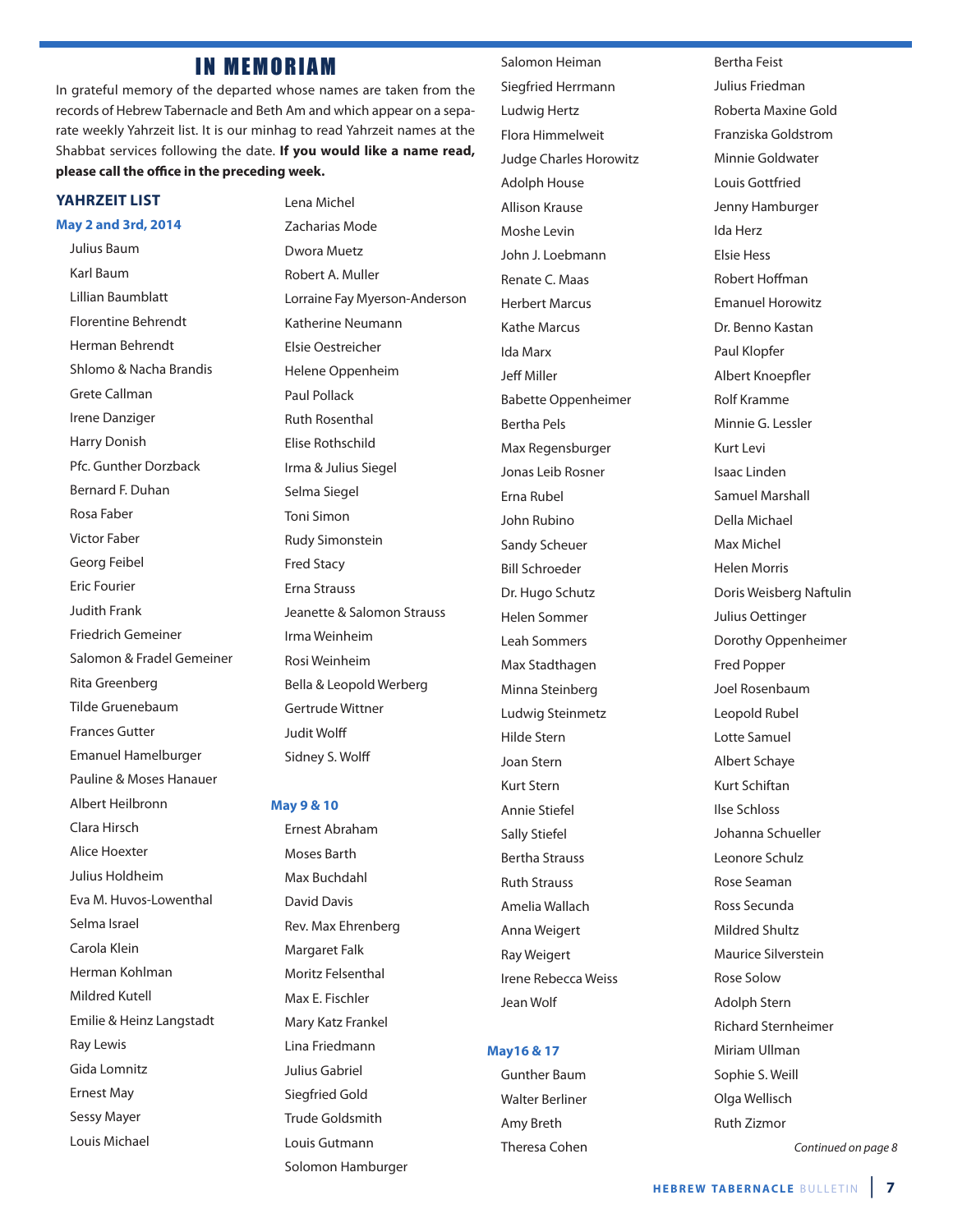# IN MEMORIAM

In grateful memory of the departed whose names are taken from the records of Hebrew Tabernacle and Beth Am and which appear on a separate weekly Yahrzeit list. It is our minhag to read Yahrzeit names at the Shabbat services following the date. **If you would like a name read, please call the office in the preceding week.**

## YAHRZEIT LIST

### May 2 and 3rd, 2014

- Julius Baum
- Karl Baum
- Lillian Baumblatt
- Florentine Behrendt
- Herman Behrendt
- Shlomo & Nacha Brandis
- Grete Callman
- Irene Danziger
- Harry Donish
- Pfc. Gunther Dorzback
- Bernard F. Duhan
- Rosa Faber
- Victor Faber
- Georg Feibel
- Eric Fourier
- Judith Frank
- Friedrich Gemeiner
- Salomon & Fradel Gemeiner
- Rita Greenberg
- Tilde Gruenebaum
- Frances Gutter
- Emanuel Hamelburger
- Pauline & Moses Hanauer
- Albert Heilbronn
- Clara Hirsch
- Alice Hoexter
- Julius Holdheim
- Eva M. Huvos-Lowenthal
- Selma Israel
- Carola Klein
- Herman Kohlman
- Mildred Kutell
- Emilie & Heinz Langstadt
- Ray Lewis
- Gida Lomnitz
- Ernest May
- Sessy Mayer
- Louis Michael
- Lena Michel
- Zacharias Mode
- Dwora Muetz
- Robert A. Muller
- Lorraine Fay Myerson-Anderson
- Katherine Neumann
- Elsie Oestreicher
- Helene Oppenheim
- Paul Pollack
- Ruth Rosenthal
- Elise Rothschild
- Irma & Julius Siegel
- Selma Siegel
- Toni Simon
- Rudy Simonstein
- Fred Stacy
- Erna Strauss
- Jeanette & Salomon Strauss
- Irma Weinheim
- Rosi Weinheim
- Bella & Leopold Werberg
- Gertrude Wittner
- Judit Wolff
- Sidney S. Wolff

### May 9 & 10

- Ernest Abraham
- Moses Barth
- Max Buchdahl
- David Davis
- Rev. Max Ehrenberg
- Margaret Falk
- Moritz Felsenthal
- Max E. Fischler
- Mary Katz Frankel
- Lina Friedmann
- Julius Gabriel
- Siegfried Gold
- Trude Goldsmith
- Louis Gutmann
- Solomon Hamburger
- Salomon Heiman
- Siegfried Herrmann
- Ludwig Hertz
- Flora Himmelweit
- Judge Charles Horowitz
- Adolph House
- Allison Krause
- Moshe Levin
- John J. Loebmann
- Renate C. Maas
- Herbert Marcus
- Kathe Marcus
- Ida Marx
- Jeff Miller
- Babette Oppenheimer
- Bertha Pels
- Max Regensburger
- Jonas Leib Rosner
- Erna Rubel
- John Rubino
- Sandy Scheuer
- Bill Schroeder
- Dr. Hugo Schutz
- Helen Sommer
- Leah Sommers
- Max Stadthagen
- Minna Steinberg
- Ludwig Steinmetz
- Hilde Stern
- Joan Stern
- Kurt Stern
- Annie Stiefel
- Sally Stiefel
- Bertha Strauss
- Ruth Strauss
- Amelia Wallach
- Anna Weigert
- Ray Weigert
- Irene Rebecca Weiss
- Jean Wolf

### May16 & 17

- Gunther Baum
- Walter Berliner
- Amy Breth
- Theresa Cohen
- Bertha Feist
- Julius Friedman
- Roberta Maxine Gold
- Franziska Goldstrom
- Minnie Goldwater
- Louis Gottfried
- Jenny Hamburger
- Ida Herz
- Elsie Hess
- Robert Hoffman
- Emanuel Horowitz
- Dr. Benno Kastan
- Paul Klopfer
- Albert Knoepfler
- Rolf Kramme
- Minnie G. Lessler
- Kurt Levi
- Isaac Linden
- Samuel Marshall
- Della Michael
- Max Michel
- Helen Morris
- Doris Weisberg Naftulin
- Julius Oettinger
- Dorothy Oppenheimer
- Fred Popper
- Joel Rosenbaum
- Leopold Rubel
- Lotte Samuel
- Albert Schaye
- Kurt Schiftan
- Ilse Schloss
- Johanna Schueller
- Leonore Schulz
- Rose Seaman
- Ross Secunda
- Mildred Shultz
- Maurice Silverstein
- Rose Solow
- Adolph Stern
- Richard Sternheimer
- Miriam Ullman
- Sophie S. Weill
- Olga Wellisch
- Ruth Zizmor

*Continued on page 8*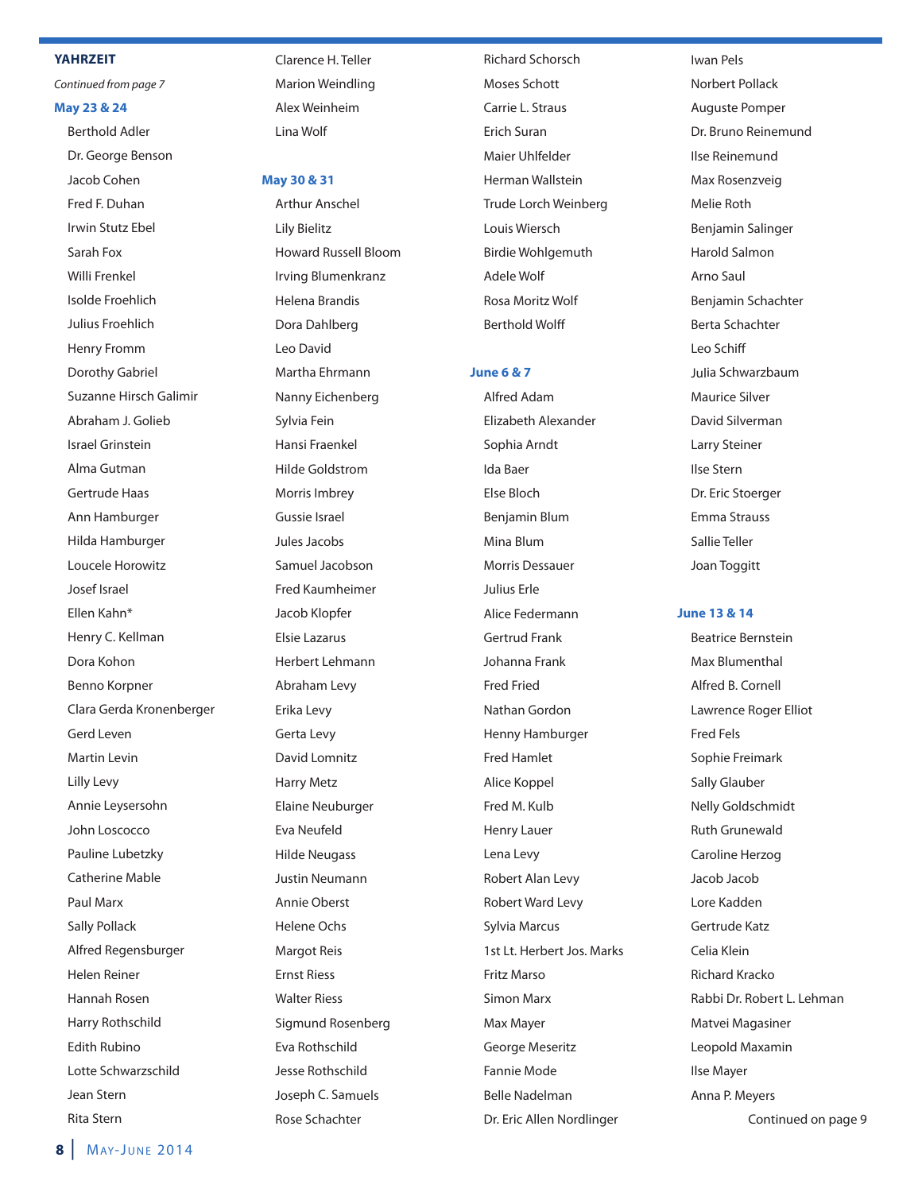## YAHRZEIT

*Continued from page 7*

### May 23 & 24

Berthold Adler
Dr. George Benson
Jacob Cohen
Fred F. Duhan
Irwin Stutz Ebel
Sarah Fox
Willi Frenkel
Isolde Froehlich
Julius Froehlich
Henry Fromm
Dorothy Gabriel
Suzanne Hirsch Galimir
Abraham J. Golieb
Israel Grinstein
Alma Gutman
Gertrude Haas
Ann Hamburger
Hilda Hamburger
Loucele Horowitz
Josef Israel
Ellen Kahn*
Henry C. Kellman
Dora Kohon
Benno Korpner
Clara Gerda Kronenberger
Gerd Leven
Martin Levin
Lilly Levy
Annie Leysersohn
John Loscocco
Pauline Lubetzky
Catherine Mable
Paul Marx
Sally Pollack
Alfred Regensburger
Helen Reiner
Hannah Rosen
Harry Rothschild
Edith Rubino
Lotte Schwarzschild
Jean Stern
Rita Stern
Clarence H. Teller
Marion Weindling
Alex Weinheim
Lina Wolf

### May 30 & 31

Arthur Anschel
Lily Bielitz
Howard Russell Bloom
Irving Blumenkranz
Helena Brandis
Dora Dahlberg
Leo David
Martha Ehrmann
Nanny Eichenberg
Sylvia Fein
Hansi Fraenkel
Hilde Goldstrom
Morris Imbrey
Gussie Israel
Jules Jacobs
Samuel Jacobson
Fred Kaumheimer
Jacob Klopfer
Elsie Lazarus
Herbert Lehmann
Abraham Levy
Erika Levy
Gerta Levy
David Lomnitz
Harry Metz
Elaine Neuburger
Eva Neufeld
Hilde Neugass
Justin Neumann
Annie Oberst
Helene Ochs
Margot Reis
Ernst Riess
Walter Riess
Sigmund Rosenberg
Eva Rothschild
Jesse Rothschild
Joseph C. Samuels
Rose Schachter
Richard Schorsch
Moses Schott
Carrie L. Straus
Erich Suran
Maier Uhlfelder
Herman Wallstein
Trude Lorch Weinberg
Louis Wiersch
Birdie Wohlgemuth
Adele Wolf
Rosa Moritz Wolf
Berthold Wolff

### June 6 & 7

Alfred Adam
Elizabeth Alexander
Sophia Arndt
Ida Baer
Else Bloch
Benjamin Blum
Mina Blum
Morris Dessauer
Julius Erle
Alice Federmann
Gertrud Frank
Johanna Frank
Fred Fried
Nathan Gordon
Henny Hamburger
Fred Hamlet
Alice Koppel
Fred M. Kulb
Henry Lauer
Lena Levy
Robert Alan Levy
Robert Ward Levy
Sylvia Marcus
1st Lt. Herbert Jos. Marks
Fritz Marso
Simon Marx
Max Mayer
George Meseritz
Fannie Mode
Belle Nadelman
Dr. Eric Allen Nordlinger
Iwan Pels
Norbert Pollack
Auguste Pomper
Dr. Bruno Reinemund
Ilse Reinemund
Max Rosenzveig
Melie Roth
Benjamin Salinger
Harold Salmon
Arno Saul
Benjamin Schachter
Berta Schachter
Leo Schiff
Julia Schwarzbaum
Maurice Silver
David Silverman
Larry Steiner
Ilse Stern
Dr. Eric Stoerger
Emma Strauss
Sallie Teller
Joan Toggitt

### June 13 & 14

Beatrice Bernstein
Max Blumenthal
Alfred B. Cornell
Lawrence Roger Elliot
Fred Fels
Sophie Freimark
Sally Glauber
Nelly Goldschmidt
Ruth Grunewald
Caroline Herzog
Jacob Jacob
Lore Kadden
Gertrude Katz
Celia Klein
Richard Kracko
Rabbi Dr. Robert L. Lehman
Matvei Magasiner
Leopold Maxamin
Ilse Mayer
Anna P. Meyers

Continued on page 9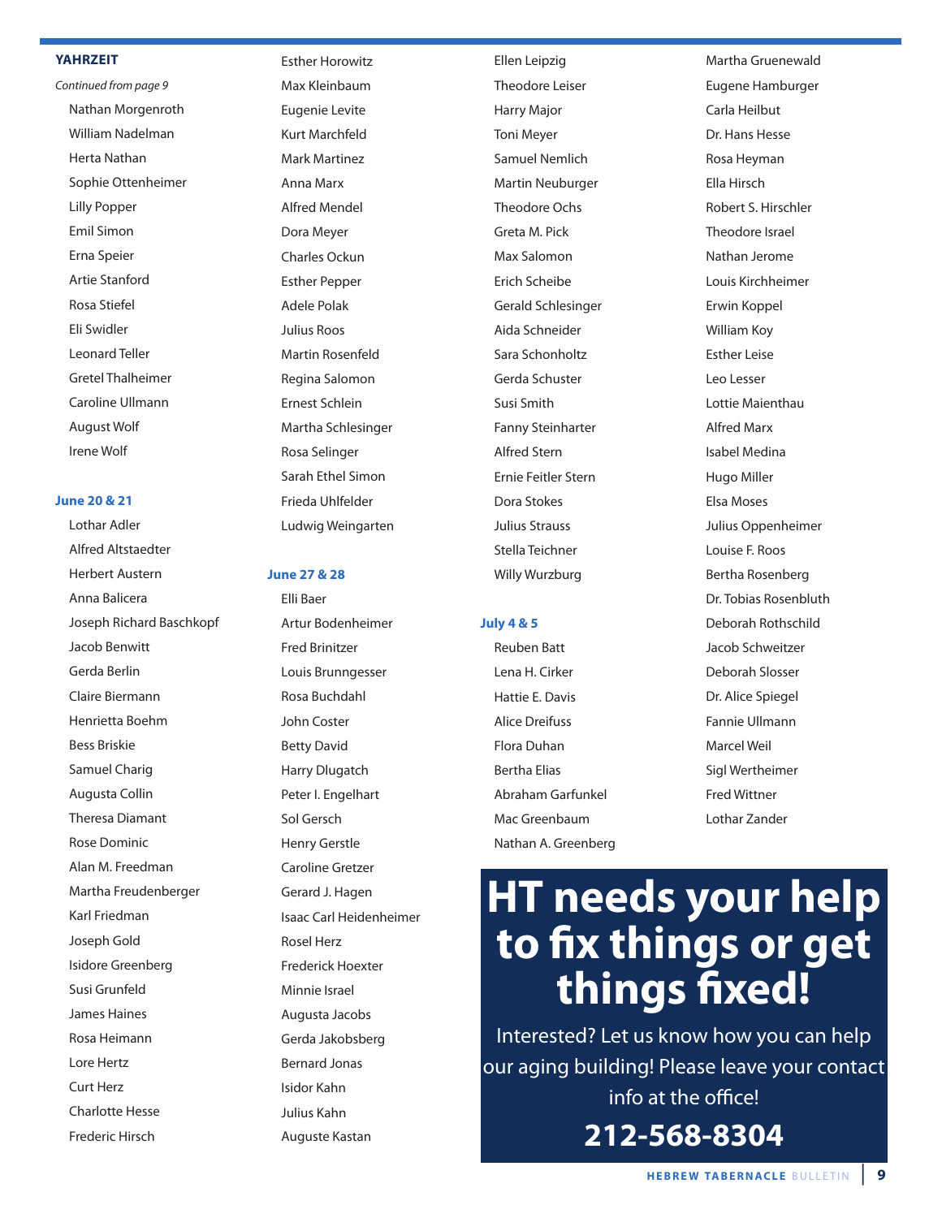## YAHRZEIT

*Continued from page 9*

- Nathan Morgenroth
- William Nadelman
- Herta Nathan
- Sophie Ottenheimer
- Lilly Popper
- Emil Simon
- Erna Speier
- Artie Stanford
- Rosa Stiefel
- Eli Swidler
- Leonard Teller
- Gretel Thalheimer
- Caroline Ullmann
- August Wolf
- Irene Wolf

### June 20 & 21

- Lothar Adler
- Alfred Altstaedter
- Herbert Austern
- Anna Balicera
- Joseph Richard Baschkopf
- Jacob Benwitt
- Gerda Berlin
- Claire Biermann
- Henrietta Boehm
- Bess Briskie
- Samuel Charig
- Augusta Collin
- Theresa Diamant
- Rose Dominic
- Alan M. Freedman
- Martha Freudenberger
- Karl Friedman
- Joseph Gold
- Isidore Greenberg
- Susi Grunfeld
- James Haines
- Rosa Heimann
- Lore Hertz
- Curt Herz
- Charlotte Hesse
- Frederic Hirsch
- Esther Horowitz
- Max Kleinbaum
- Eugenie Levite
- Kurt Marchfeld
- Mark Martinez
- Anna Marx
- Alfred Mendel
- Dora Meyer
- Charles Ockun
- Esther Pepper
- Adele Polak
- Julius Roos
- Martin Rosenfeld
- Regina Salomon
- Ernest Schlein
- Martha Schlesinger
- Rosa Selinger
- Sarah Ethel Simon
- Frieda Uhlfelder
- Ludwig Weingarten

### June 27 & 28

- Elli Baer
- Artur Bodenheimer
- Fred Brinitzer
- Louis Brunngesser
- Rosa Buchdahl
- John Coster
- Betty David
- Harry Dlugatch
- Peter I. Engelhart
- Sol Gersch
- Henry Gerstle
- Caroline Gretzer
- Gerard J. Hagen
- Isaac Carl Heidenheimer
- Rosel Herz
- Frederick Hoexter
- Minnie Israel
- Augusta Jacobs
- Gerda Jakobsberg
- Bernard Jonas
- Isidor Kahn
- Julius Kahn
- Auguste Kastan
- Ellen Leipzig
- Theodore Leiser
- Harry Major
- Toni Meyer
- Samuel Nemlich
- Martin Neuburger
- Theodore Ochs
- Greta M. Pick
- Max Salomon
- Erich Scheibe
- Gerald Schlesinger
- Aida Schneider
- Sara Schonholtz
- Gerda Schuster
- Susi Smith
- Fanny Steinharter
- Alfred Stern
- Ernie Feitler Stern
- Dora Stokes
- Julius Strauss
- Stella Teichner
- Willy Wurzburg

### July 4 & 5

- Reuben Batt
- Lena H. Cirker
- Hattie E. Davis
- Alice Dreifuss
- Flora Duhan
- Bertha Elias
- Abraham Garfunkel
- Mac Greenbaum
- Nathan A. Greenberg
- Martha Gruenewald
- Eugene Hamburger
- Carla Heilbut
- Dr. Hans Hesse
- Rosa Heyman
- Ella Hirsch
- Robert S. Hirschler
- Theodore Israel
- Nathan Jerome
- Louis Kirchheimer
- Erwin Koppel
- William Koy
- Esther Leise
- Leo Lesser
- Lottie Maienthau
- Alfred Marx
- Isabel Medina
- Hugo Miller
- Elsa Moses
- Julius Oppenheimer
- Louise F. Roos
- Bertha Rosenberg
- Dr. Tobias Rosenbluth
- Deborah Rothschild
- Jacob Schweitzer
- Deborah Slosser
- Dr. Alice Spiegel
- Fannie Ullmann
- Marcel Weil
- Sigl Wertheimer
- Fred Wittner
- Lothar Zander

# HT needs your help to fix things or get things fixed!

Interested? Let us know how you can help our aging building! Please leave your contact info at the office!

**212-568-8304**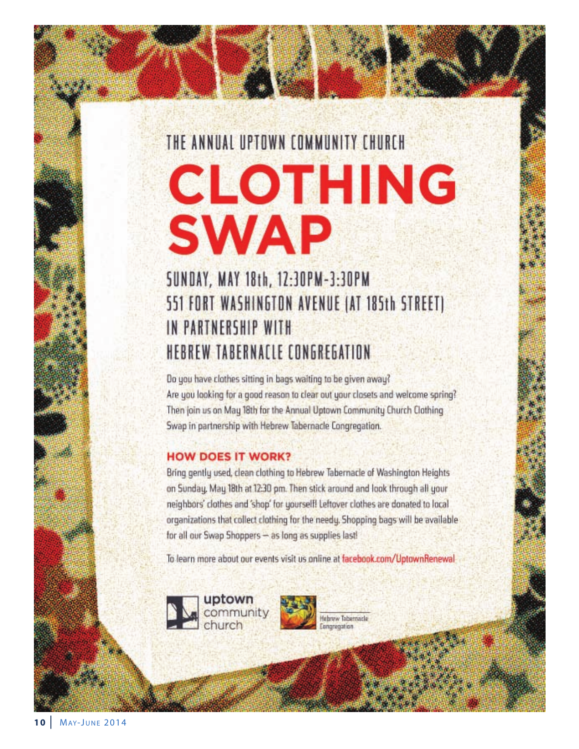THE ANNUAL UPTOWN COMMUNITY CHURCH

# CLOTHING SWAP

## SUNDAY, MAY 18th, 12:30PM-3:30PM
## 551 FORT WASHINGTON AVENUE (AT 185th STREET)
## IN PARTNERSHIP WITH
## HEBREW TABERNACLE CONGREGATION

Do you have clothes sitting in bags waiting to be given away? Are you looking for a good reason to clear out your closets and welcome spring? Then join us on May 18th for the Annual Uptown Community Church Clothing Swap in partnership with Hebrew Tabernacle Congregation.

### HOW DOES IT WORK?

Bring gently used, clean clothing to Hebrew Tabernacle of Washington Heights on Sunday, May 18th at 12:30 pm. Then stick around and look through all your neighbors' clothes and 'shop' for yourself! Leftover clothes are donated to local organizations that collect clothing for the needy. Shopping bags will be available for all our Swap Shoppers – as long as supplies last!

To learn more about our events visit us online at facebook.com/UptownRenewal

uptown community church

Hebrew Tabernacle Congregation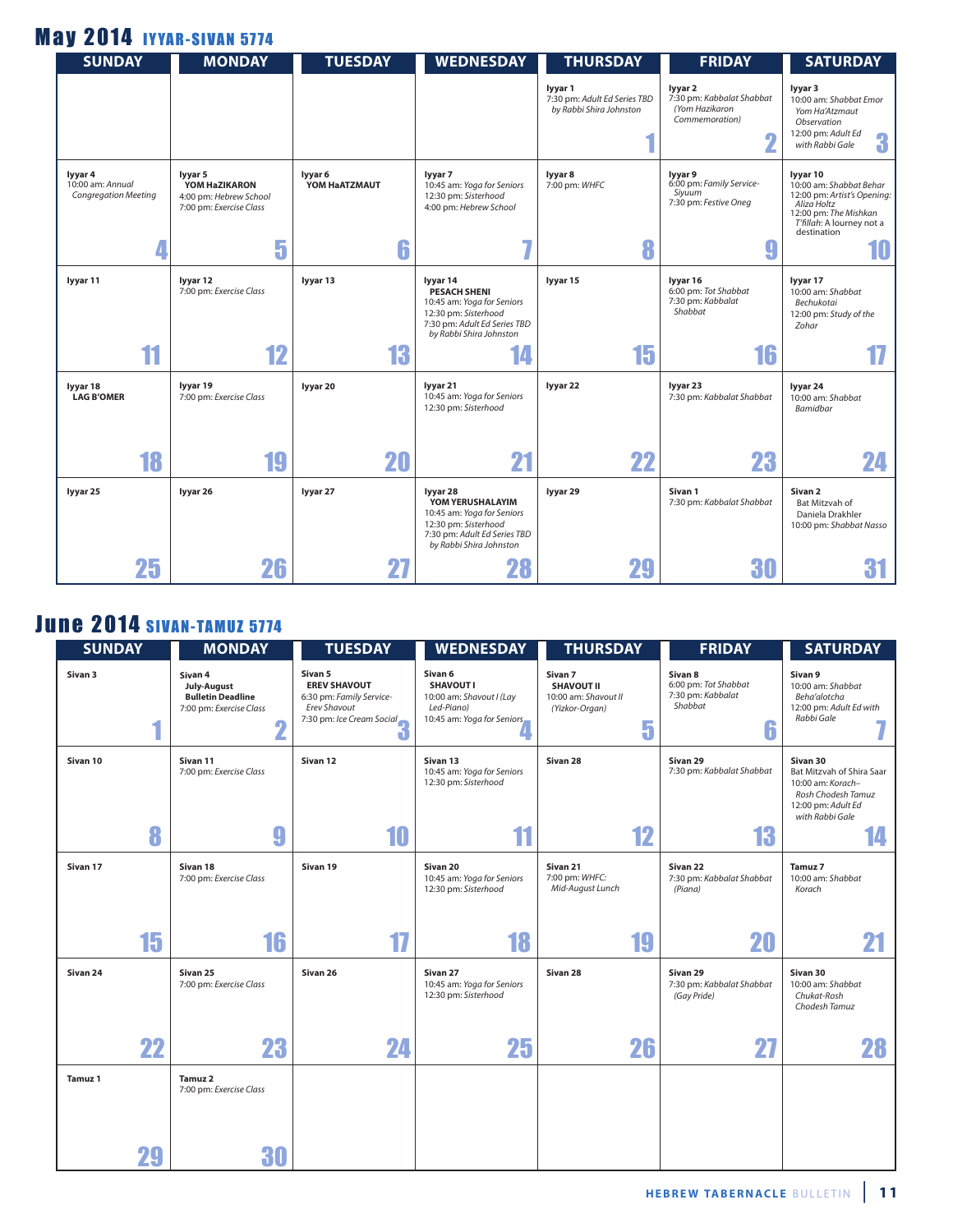## May 2014 IYYAR-SIVAN 5774

| SUNDAY | MONDAY | TUESDAY | WEDNESDAY | THURSDAY | FRIDAY | SATURDAY |
|---|---|---|---|---|---|---|
| | | | | Iyyar 1<br>7:30 pm: *Adult Ed Series TBD by Rabbi Shira Johnston*<br>**1** | Iyyar 2<br>7:30 pm: *Kabbalat Shabbat (Yom Hazikaron Commemoration)*<br>**2** | Iyyar 3<br>10:00 am: *Shabbat Emor Yom Ha'Atzmaut Observation*<br>12:00 pm: *Adult Ed with Rabbi Gale*<br>**3** |
| Iyyar 4<br>10:00 am: *Annual Congregation Meeting*<br>**4** | Iyyar 5<br>**YOM HaZIKARON**<br>4:00 pm: *Hebrew School*<br>7:00 pm: *Exercise Class*<br>**5** | Iyyar 6<br>**YOM HaATZMAUT**<br>**6** | Iyyar 7<br>10:45 am: *Yoga for Seniors*<br>12:30 pm: *Sisterhood*<br>4:00 pm: *Hebrew School*<br>**7** | Iyyar 8<br>7:00 pm: *WHFC*<br>**8** | Iyyar 9<br>6:00 pm: *Family Service-Siyuum*<br>7:30 pm: *Festive Oneg*<br>**9** | Iyyar 10<br>10:00 am: *Shabbat Behar*<br>12:00 pm: *Artist's Opening: Aliza Holtz*<br>12:00 pm: *The Mishkan T'fillah*: A Journey not a destination<br>**10** |
| Iyyar 11<br>**11** | Iyyar 12<br>7:00 pm: *Exercise Class*<br>**12** | Iyyar 13<br>**13** | Iyyar 14<br>**PESACH SHENI**<br>10:45 am: *Yoga for Seniors*<br>12:30 pm: *Sisterhood*<br>7:30 pm: *Adult Ed Series TBD by Rabbi Shira Johnston*<br>**14** | Iyyar 15<br>**15** | Iyyar 16<br>6:00 pm: *Tot Shabbat*<br>7:30 pm: *Kabbalat Shabbat*<br>**16** | Iyyar 17<br>10:00 am: *Shabbat Bechukotai*<br>12:00 pm: *Study of the Zohar*<br>**17** |
| Iyyar 18<br>**LAG B'OMER**<br>**18** | Iyyar 19<br>7:00 pm: *Exercise Class*<br>**19** | Iyyar 20<br>**20** | Iyyar 21<br>10:45 am: *Yoga for Seniors*<br>12:30 pm: *Sisterhood*<br>**21** | Iyyar 22<br>**22** | Iyyar 23<br>7:30 pm: *Kabbalat Shabbat*<br>**23** | Iyyar 24<br>10:00 am: *Shabbat Bamidbar*<br>**24** |
| Iyyar 25<br>**25** | Iyyar 26<br>**26** | Iyyar 27<br>**27** | Iyyar 28<br>**YOM YERUSHALAYIM**<br>10:45 am: *Yoga for Seniors*<br>12:30 pm: *Sisterhood*<br>7:30 pm: *Adult Ed Series TBD by Rabbi Shira Johnston*<br>**28** | Iyyar 29<br>**29** | Sivan 1<br>7:30 pm: *Kabbalat Shabbat*<br>**30** | Sivan 2<br>Bat Mitzvah of Daniela Drakhler<br>10:00 pm: *Shabbat Nasso*<br>**31** |

## June 2014 SIVAN-TAMUZ 5774

| SUNDAY | MONDAY | TUESDAY | WEDNESDAY | THURSDAY | FRIDAY | SATURDAY |
|---|---|---|---|---|---|---|
| Sivan 3<br>**1** | Sivan 4<br>**July-August Bulletin Deadline**<br>7:00 pm: *Exercise Class*<br>**2** | Sivan 5<br>**EREV SHAVOUT**<br>6:30 pm: *Family Service-Erev Shavout*<br>7:30 pm: *Ice Cream Social*<br>**3** | Sivan 6<br>**SHAVOUT I**<br>10:00 am: *Shavout I (Lay Led-Piano)*<br>10:45 am: *Yoga for Seniors*<br>**4** | Sivan 7<br>**SHAVOUT II**<br>10:00 am: *Shavout II (Yizkor-Organ)*<br>**5** | Sivan 8<br>6:00 pm: *Tot Shabbat*<br>7:30 pm: *Kabbalat Shabbat*<br>**6** | Sivan 9<br>10:00 am: *Shabbat Beha'alotcha*<br>12:00 pm: *Adult Ed with Rabbi Gale*<br>**7** |
| Sivan 10<br>**8** | Sivan 11<br>7:00 pm: *Exercise Class*<br>**9** | Sivan 12<br>**10** | Sivan 13<br>10:45 am: *Yoga for Seniors*<br>12:30 pm: *Sisterhood*<br>**11** | Sivan 28<br>**12** | Sivan 29<br>7:30 pm: *Kabbalat Shabbat*<br>**13** | Sivan 30<br>Bat Mitzvah of Shira Saar<br>10:00 am: *Korach–Rosh Chodesh Tamuz*<br>12:00 pm: *Adult Ed with Rabbi Gale*<br>**14** |
| Sivan 17<br>**15** | Sivan 18<br>7:00 pm: *Exercise Class*<br>**16** | Sivan 19<br>**17** | Sivan 20<br>10:45 am: *Yoga for Seniors*<br>12:30 pm: *Sisterhood*<br>**18** | Sivan 21<br>7:00 pm: *WHFC: Mid-August Lunch*<br>**19** | Sivan 22<br>7:30 pm: *Kabbalat Shabbat (Piana)*<br>**20** | Tamuz 7<br>10:00 am: *Shabbat Korach*<br>**21** |
| Sivan 24<br>**22** | Sivan 25<br>7:00 pm: *Exercise Class*<br>**23** | Sivan 26<br>**24** | Sivan 27<br>10:45 am: *Yoga for Seniors*<br>12:30 pm: *Sisterhood*<br>**25** | Sivan 28<br>**26** | Sivan 29<br>7:30 pm: *Kabbalat Shabbat (Gay Pride)*<br>**27** | Sivan 30<br>10:00 am: *Shabbat Chukat-Rosh Chodesh Tamuz*<br>**28** |
| Tamuz 1<br>**29** | Tamuz 2<br>7:00 pm: *Exercise Class*<br>**30** | | | | | |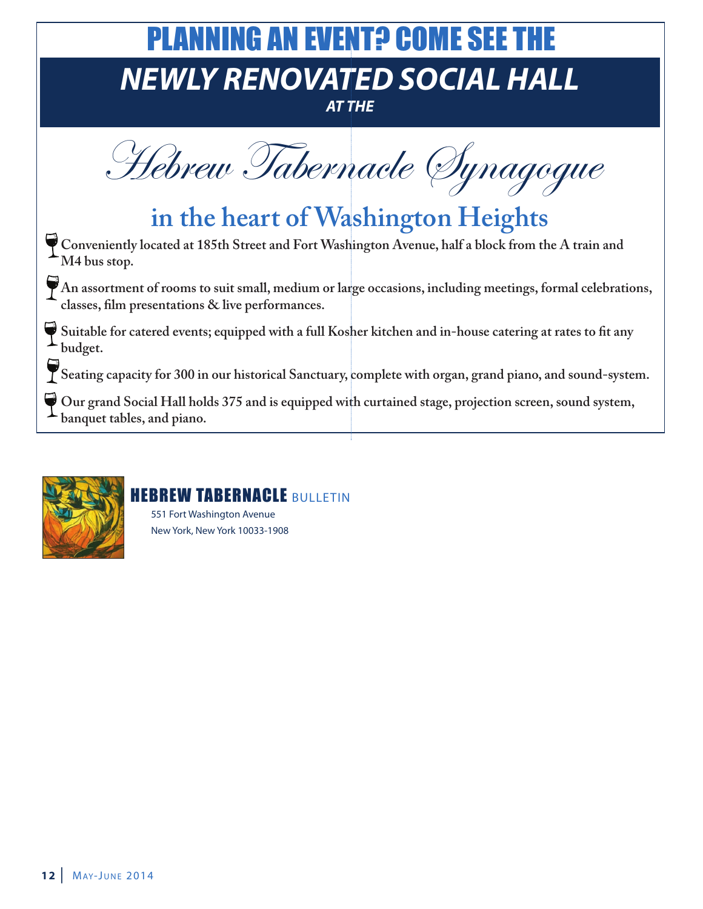# PLANNING AN EVENT? COME SEE THE

## *NEWLY RENOVATED SOCIAL HALL*

***AT THE***

# *Hebrew Tabernacle Synagogue*

## in the heart of Washington Heights

- **Conveniently located at 185th Street and Fort Washington Avenue, half a block from the A train and M4 bus stop.**
- **An assortment of rooms to suit small, medium or large occasions, including meetings, formal celebrations, classes, film presentations & live performances.**
- **Suitable for catered events; equipped with a full Kosher kitchen and in-house catering at rates to fit any budget.**
- **Seating capacity for 300 in our historical Sanctuary, complete with organ, grand piano, and sound-system.**
- **Our grand Social Hall holds 375 and is equipped with curtained stage, projection screen, sound system, banquet tables, and piano.**

**HEBREW TABERNACLE** BULLETIN

551 Fort Washington Avenue
New York, New York 10033-1908